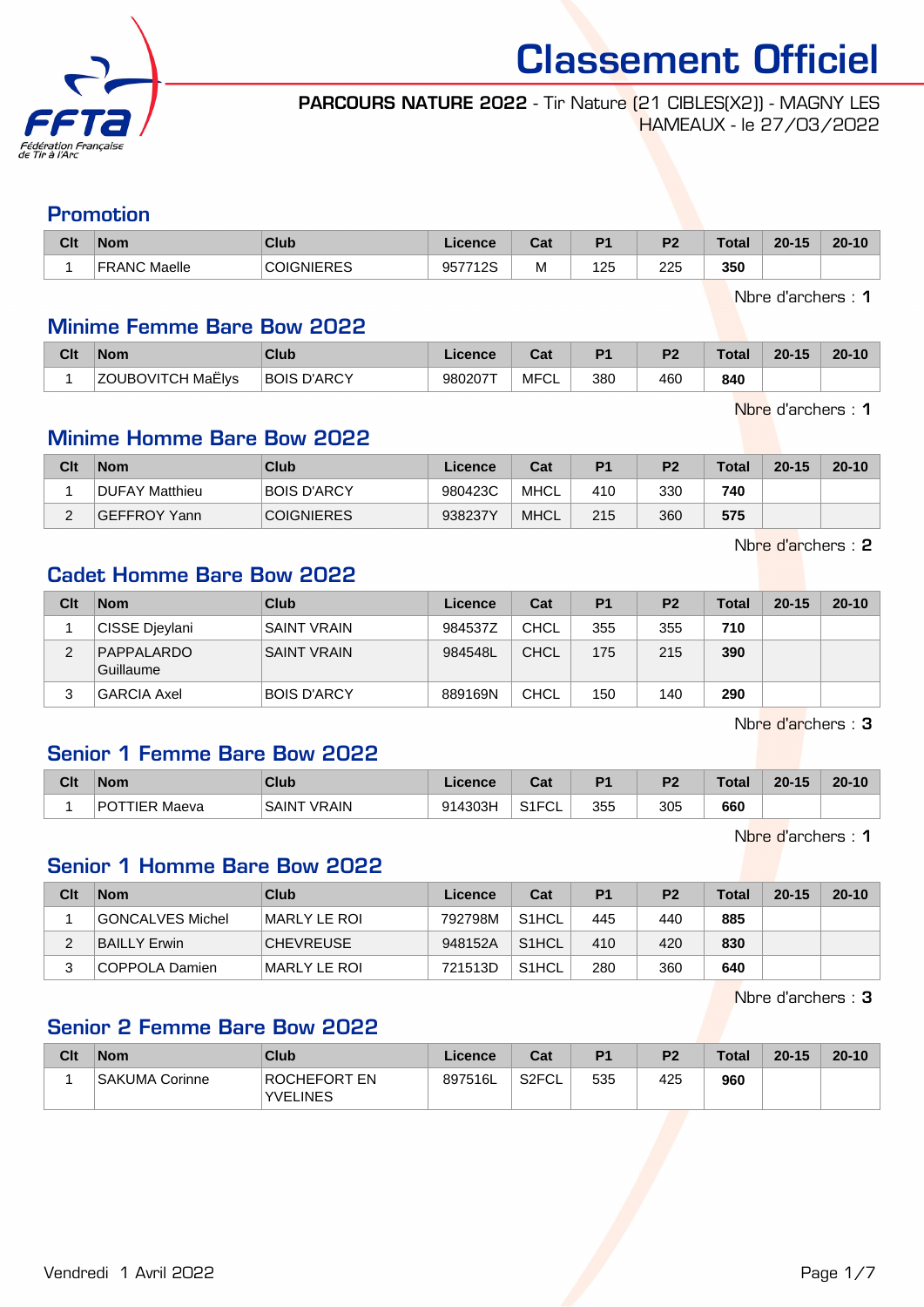# Classement Officiel

**PARCOURS NATURE 2022** - Tir Nature (21 CIBLES(X2)) - MAGNY LES HAMEAUX - le 27/03/2022

## Promotion

| Clt | Nom | Club | Licence | Cat | P1 | P2 | Total | 20-15 | 20-10 |
|---|---|---|---|---|---|---|---|---|---|
| 1 | FRANC Maelle | COIGNIERES | 957712S | M | 125 | 225 | **350** | | |

Nbre d'archers : **1**

## Minime Femme Bare Bow 2022

| Clt | Nom | Club | Licence | Cat | P1 | P2 | Total | 20-15 | 20-10 |
|---|---|---|---|---|---|---|---|---|---|
| 1 | ZOUBOVITCH MaËlys | BOIS D'ARCY | 980207T | MFCL | 380 | 460 | **840** | | |

Nbre d'archers : **1**

## Minime Homme Bare Bow 2022

| Clt | Nom | Club | Licence | Cat | P1 | P2 | Total | 20-15 | 20-10 |
|---|---|---|---|---|---|---|---|---|---|
| 1 | DUFAY Matthieu | BOIS D'ARCY | 980423C | MHCL | 410 | 330 | **740** | | |
| 2 | GEFFROY Yann | COIGNIERES | 938237Y | MHCL | 215 | 360 | **575** | | |

Nbre d'archers : **2**

## Cadet Homme Bare Bow 2022

| Clt | Nom | Club | Licence | Cat | P1 | P2 | Total | 20-15 | 20-10 |
|---|---|---|---|---|---|---|---|---|---|
| 1 | CISSE Djeylani | SAINT VRAIN | 984537Z | CHCL | 355 | 355 | **710** | | |
| 2 | PAPPALARDO Guillaume | SAINT VRAIN | 984548L | CHCL | 175 | 215 | **390** | | |
| 3 | GARCIA Axel | BOIS D'ARCY | 889169N | CHCL | 150 | 140 | **290** | | |

Nbre d'archers : **3**

## Senior 1 Femme Bare Bow 2022

| Clt | Nom | Club | Licence | Cat | P1 | P2 | Total | 20-15 | 20-10 |
|---|---|---|---|---|---|---|---|---|---|
| 1 | POTTIER Maeva | SAINT VRAIN | 914303H | S1FCL | 355 | 305 | **660** | | |

Nbre d'archers : **1**

## Senior 1 Homme Bare Bow 2022

| Clt | Nom | Club | Licence | Cat | P1 | P2 | Total | 20-15 | 20-10 |
|---|---|---|---|---|---|---|---|---|---|
| 1 | GONCALVES Michel | MARLY LE ROI | 792798M | S1HCL | 445 | 440 | **885** | | |
| 2 | BAILLY Erwin | CHEVREUSE | 948152A | S1HCL | 410 | 420 | **830** | | |
| 3 | COPPOLA Damien | MARLY LE ROI | 721513D | S1HCL | 280 | 360 | **640** | | |

Nbre d'archers : **3**

## Senior 2 Femme Bare Bow 2022

| Clt | Nom | Club | Licence | Cat | P1 | P2 | Total | 20-15 | 20-10 |
|---|---|---|---|---|---|---|---|---|---|
| 1 | SAKUMA Corinne | ROCHEFORT EN YVELINES | 897516L | S2FCL | 535 | 425 | **960** | | |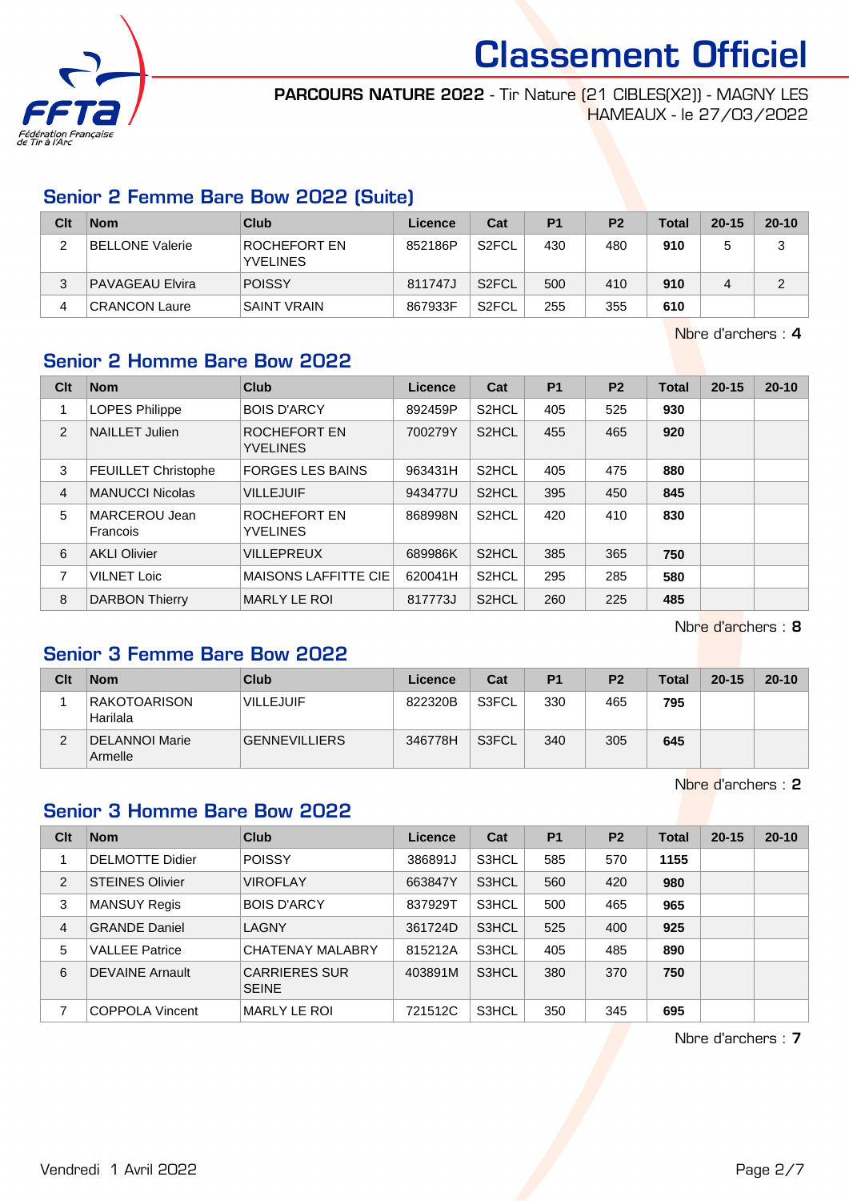# Classement Officiel

**PARCOURS NATURE 2022** - Tir Nature (21 CIBLES(X2)) - MAGNY LES HAMEAUX - le 27/03/2022

## Senior 2 Femme Bare Bow 2022 (Suite)

| Clt | Nom | Club | Licence | Cat | P1 | P2 | Total | 20-15 | 20-10 |
|---|---|---|---|---|---|---|---|---|---|
| 2 | BELLONE Valerie | ROCHEFORT EN YVELINES | 852186P | S2FCL | 430 | 480 | **910** | 5 | 3 |
| 3 | PAVAGEAU Elvira | POISSY | 811747J | S2FCL | 500 | 410 | **910** | 4 | 2 |
| 4 | CRANCON Laure | SAINT VRAIN | 867933F | S2FCL | 255 | 355 | **610** | | |

Nbre d'archers : **4**

## Senior 2 Homme Bare Bow 2022

| Clt | Nom | Club | Licence | Cat | P1 | P2 | Total | 20-15 | 20-10 |
|---|---|---|---|---|---|---|---|---|---|
| 1 | LOPES Philippe | BOIS D'ARCY | 892459P | S2HCL | 405 | 525 | **930** | | |
| 2 | NAILLET Julien | ROCHEFORT EN YVELINES | 700279Y | S2HCL | 455 | 465 | **920** | | |
| 3 | FEUILLET Christophe | FORGES LES BAINS | 963431H | S2HCL | 405 | 475 | **880** | | |
| 4 | MANUCCI Nicolas | VILLEJUIF | 943477U | S2HCL | 395 | 450 | **845** | | |
| 5 | MARCEROU Jean Francois | ROCHEFORT EN YVELINES | 868998N | S2HCL | 420 | 410 | **830** | | |
| 6 | AKLI Olivier | VILLEPREUX | 689986K | S2HCL | 385 | 365 | **750** | | |
| 7 | VILNET Loic | MAISONS LAFFITTE CIE | 620041H | S2HCL | 295 | 285 | **580** | | |
| 8 | DARBON Thierry | MARLY LE ROI | 817773J | S2HCL | 260 | 225 | **485** | | |

Nbre d'archers : **8**

## Senior 3 Femme Bare Bow 2022

| Clt | Nom | Club | Licence | Cat | P1 | P2 | Total | 20-15 | 20-10 |
|---|---|---|---|---|---|---|---|---|---|
| 1 | RAKOTOARISON Harilala | VILLEJUIF | 822320B | S3FCL | 330 | 465 | **795** | | |
| 2 | DELANNOI Marie Armelle | GENNEVILLIERS | 346778H | S3FCL | 340 | 305 | **645** | | |

Nbre d'archers : **2**

## Senior 3 Homme Bare Bow 2022

| Clt | Nom | Club | Licence | Cat | P1 | P2 | Total | 20-15 | 20-10 |
|---|---|---|---|---|---|---|---|---|---|
| 1 | DELMOTTE Didier | POISSY | 386891J | S3HCL | 585 | 570 | **1155** | | |
| 2 | STEINES Olivier | VIROFLAY | 663847Y | S3HCL | 560 | 420 | **980** | | |
| 3 | MANSUY Regis | BOIS D'ARCY | 837929T | S3HCL | 500 | 465 | **965** | | |
| 4 | GRANDE Daniel | LAGNY | 361724D | S3HCL | 525 | 400 | **925** | | |
| 5 | VALLEE Patrice | CHATENAY MALABRY | 815212A | S3HCL | 405 | 485 | **890** | | |
| 6 | DEVAINE Arnault | CARRIERES SUR SEINE | 403891M | S3HCL | 380 | 370 | **750** | | |
| 7 | COPPOLA Vincent | MARLY LE ROI | 721512C | S3HCL | 350 | 345 | **695** | | |

Nbre d'archers : **7**

Vendredi 1 Avril 2022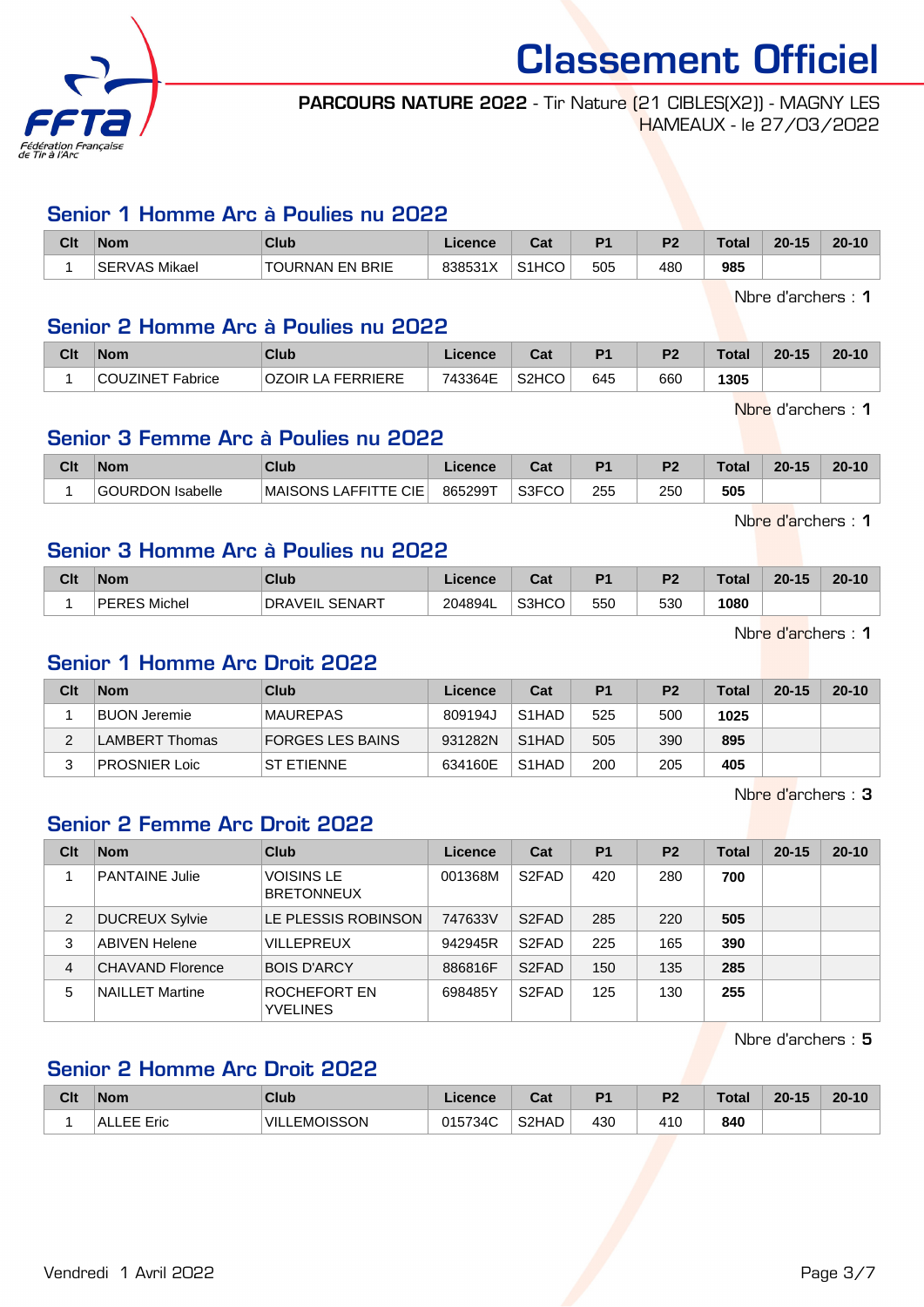# Classement Officiel

**PARCOURS NATURE 2022** - Tir Nature (21 CIBLES(X2)) - MAGNY LES HAMEAUX - le 27/03/2022

## Senior 1 Homme Arc à Poulies nu 2022

| Clt | Nom | Club | Licence | Cat | P1 | P2 | Total | 20-15 | 20-10 |
|---|---|---|---|---|---|---|---|---|---|
| 1 | SERVAS Mikael | TOURNAN EN BRIE | 838531X | S1HCO | 505 | 480 | **985** | | |

Nbre d'archers : **1**

## Senior 2 Homme Arc à Poulies nu 2022

| Clt | Nom | Club | Licence | Cat | P1 | P2 | Total | 20-15 | 20-10 |
|---|---|---|---|---|---|---|---|---|---|
| 1 | COUZINET Fabrice | OZOIR LA FERRIERE | 743364E | S2HCO | 645 | 660 | **1305** | | |

Nbre d'archers : **1**

## Senior 3 Femme Arc à Poulies nu 2022

| Clt | Nom | Club | Licence | Cat | P1 | P2 | Total | 20-15 | 20-10 |
|---|---|---|---|---|---|---|---|---|---|
| 1 | GOURDON Isabelle | MAISONS LAFFITTE CIE | 865299T | S3FCO | 255 | 250 | **505** | | |

Nbre d'archers : **1**

## Senior 3 Homme Arc à Poulies nu 2022

| Clt | Nom | Club | Licence | Cat | P1 | P2 | Total | 20-15 | 20-10 |
|---|---|---|---|---|---|---|---|---|---|
| 1 | PERES Michel | DRAVEIL SENART | 204894L | S3HCO | 550 | 530 | **1080** | | |

Nbre d'archers : **1**

## Senior 1 Homme Arc Droit 2022

| Clt | Nom | Club | Licence | Cat | P1 | P2 | Total | 20-15 | 20-10 |
|---|---|---|---|---|---|---|---|---|---|
| 1 | BUON Jeremie | MAUREPAS | 809194J | S1HAD | 525 | 500 | **1025** | | |
| 2 | LAMBERT Thomas | FORGES LES BAINS | 931282N | S1HAD | 505 | 390 | **895** | | |
| 3 | PROSNIER Loic | ST ETIENNE | 634160E | S1HAD | 200 | 205 | **405** | | |

Nbre d'archers : **3**

## Senior 2 Femme Arc Droit 2022

| Clt | Nom | Club | Licence | Cat | P1 | P2 | Total | 20-15 | 20-10 |
|---|---|---|---|---|---|---|---|---|---|
| 1 | PANTAINE Julie | VOISINS LE BRETONNEUX | 001368M | S2FAD | 420 | 280 | **700** | | |
| 2 | DUCREUX Sylvie | LE PLESSIS ROBINSON | 747633V | S2FAD | 285 | 220 | **505** | | |
| 3 | ABIVEN Helene | VILLEPREUX | 942945R | S2FAD | 225 | 165 | **390** | | |
| 4 | CHAVAND Florence | BOIS D'ARCY | 886816F | S2FAD | 150 | 135 | **285** | | |
| 5 | NAILLET Martine | ROCHEFORT EN YVELINES | 698485Y | S2FAD | 125 | 130 | **255** | | |

Nbre d'archers : **5**

## Senior 2 Homme Arc Droit 2022

| Clt | Nom | Club | Licence | Cat | P1 | P2 | Total | 20-15 | 20-10 |
|---|---|---|---|---|---|---|---|---|---|
| 1 | ALLEE Eric | VILLEMOISSON | 015734C | S2HAD | 430 | 410 | **840** | | |

Vendredi 1 Avril 2022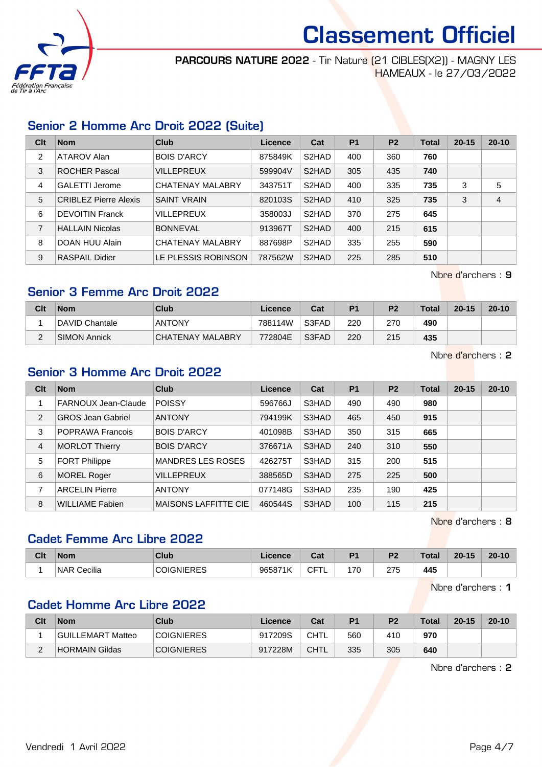# Classement Officiel

**PARCOURS NATURE 2022** - Tir Nature (21 CIBLES(X2)) - MAGNY LES HAMEAUX - le 27/03/2022

## Senior 2 Homme Arc Droit 2022 (Suite)

| Clt | Nom | Club | Licence | Cat | P1 | P2 | Total | 20-15 | 20-10 |
|---|---|---|---|---|---|---|---|---|---|
| 2 | ATAROV Alan | BOIS D'ARCY | 875849K | S2HAD | 400 | 360 | **760** | | |
| 3 | ROCHER Pascal | VILLEPREUX | 599904V | S2HAD | 305 | 435 | **740** | | |
| 4 | GALETTI Jerome | CHATENAY MALABRY | 343751T | S2HAD | 400 | 335 | **735** | 3 | 5 |
| 5 | CRIBLEZ Pierre Alexis | SAINT VRAIN | 820103S | S2HAD | 410 | 325 | **735** | 3 | 4 |
| 6 | DEVOITIN Franck | VILLEPREUX | 358003J | S2HAD | 370 | 275 | **645** | | |
| 7 | HALLAIN Nicolas | BONNEVAL | 913967T | S2HAD | 400 | 215 | **615** | | |
| 8 | DOAN HUU Alain | CHATENAY MALABRY | 887698P | S2HAD | 335 | 255 | **590** | | |
| 9 | RASPAIL Didier | LE PLESSIS ROBINSON | 787562W | S2HAD | 225 | 285 | **510** | | |

Nbre d'archers : **9**

## Senior 3 Femme Arc Droit 2022

| Clt | Nom | Club | Licence | Cat | P1 | P2 | Total | 20-15 | 20-10 |
|---|---|---|---|---|---|---|---|---|---|
| 1 | DAVID Chantale | ANTONY | 788114W | S3FAD | 220 | 270 | **490** | | |
| 2 | SIMON Annick | CHATENAY MALABRY | 772804E | S3FAD | 220 | 215 | **435** | | |

Nbre d'archers : **2**

## Senior 3 Homme Arc Droit 2022

| Clt | Nom | Club | Licence | Cat | P1 | P2 | Total | 20-15 | 20-10 |
|---|---|---|---|---|---|---|---|---|---|
| 1 | FARNOUX Jean-Claude | POISSY | 596766J | S3HAD | 490 | 490 | **980** | | |
| 2 | GROS Jean Gabriel | ANTONY | 794199K | S3HAD | 465 | 450 | **915** | | |
| 3 | POPRAWA Francois | BOIS D'ARCY | 401098B | S3HAD | 350 | 315 | **665** | | |
| 4 | MORLOT Thierry | BOIS D'ARCY | 376671A | S3HAD | 240 | 310 | **550** | | |
| 5 | FORT Philippe | MANDRES LES ROSES | 426275T | S3HAD | 315 | 200 | **515** | | |
| 6 | MOREL Roger | VILLEPREUX | 388565D | S3HAD | 275 | 225 | **500** | | |
| 7 | ARCELIN Pierre | ANTONY | 077148G | S3HAD | 235 | 190 | **425** | | |
| 8 | WILLIAME Fabien | MAISONS LAFFITTE CIE | 460544S | S3HAD | 100 | 115 | **215** | | |

Nbre d'archers : **8**

## Cadet Femme Arc Libre 2022

| Clt | Nom | Club | Licence | Cat | P1 | P2 | Total | 20-15 | 20-10 |
|---|---|---|---|---|---|---|---|---|---|
| 1 | NAR Cecilia | COIGNIERES | 965871K | CFTL | 170 | 275 | **445** | | |

Nbre d'archers : **1**

## Cadet Homme Arc Libre 2022

| Clt | Nom | Club | Licence | Cat | P1 | P2 | Total | 20-15 | 20-10 |
|---|---|---|---|---|---|---|---|---|---|
| 1 | GUILLEMART Matteo | COIGNIERES | 917209S | CHTL | 560 | 410 | **970** | | |
| 2 | HORMAIN Gildas | COIGNIERES | 917228M | CHTL | 335 | 305 | **640** | | |

Nbre d'archers : **2**

Vendredi 1 Avril 2022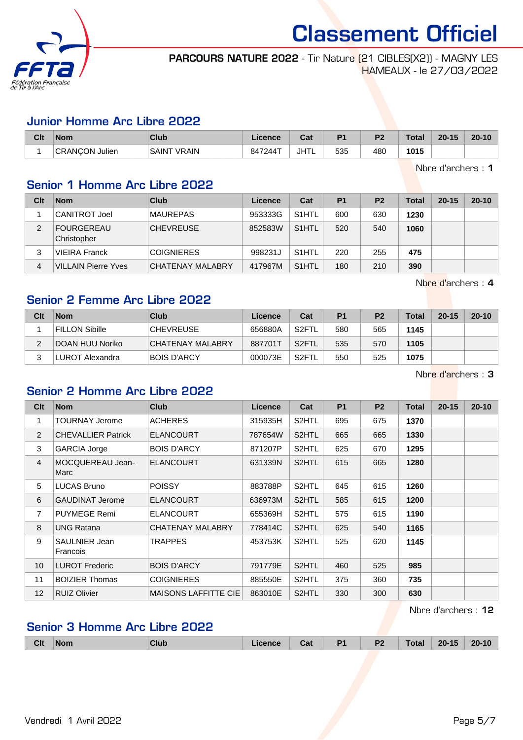# Classement Officiel

**PARCOURS NATURE 2022** - Tir Nature (21 CIBLES(X2)) - MAGNY LES HAMEAUX - le 27/03/2022

## Junior Homme Arc Libre 2022

| Clt | Nom | Club | Licence | Cat | P1 | P2 | Total | 20-15 | 20-10 |
|---|---|---|---|---|---|---|---|---|---|
| 1 | CRANÇON Julien | SAINT VRAIN | 847244T | JHTL | 535 | 480 | **1015** | | |

Nbre d'archers : **1**

## Senior 1 Homme Arc Libre 2022

| Clt | Nom | Club | Licence | Cat | P1 | P2 | Total | 20-15 | 20-10 |
|---|---|---|---|---|---|---|---|---|---|
| 1 | CANITROT Joel | MAUREPAS | 953333G | S1HTL | 600 | 630 | **1230** | | |
| 2 | FOURGEREAU Christopher | CHEVREUSE | 852583W | S1HTL | 520 | 540 | **1060** | | |
| 3 | VIEIRA Franck | COIGNIERES | 998231J | S1HTL | 220 | 255 | **475** | | |
| 4 | VILLAIN Pierre Yves | CHATENAY MALABRY | 417967M | S1HTL | 180 | 210 | **390** | | |

Nbre d'archers : **4**

## Senior 2 Femme Arc Libre 2022

| Clt | Nom | Club | Licence | Cat | P1 | P2 | Total | 20-15 | 20-10 |
|---|---|---|---|---|---|---|---|---|---|
| 1 | FILLON Sibille | CHEVREUSE | 656880A | S2FTL | 580 | 565 | **1145** | | |
| 2 | DOAN HUU Noriko | CHATENAY MALABRY | 887701T | S2FTL | 535 | 570 | **1105** | | |
| 3 | LUROT Alexandra | BOIS D'ARCY | 000073E | S2FTL | 550 | 525 | **1075** | | |

Nbre d'archers : **3**

## Senior 2 Homme Arc Libre 2022

| Clt | Nom | Club | Licence | Cat | P1 | P2 | Total | 20-15 | 20-10 |
|---|---|---|---|---|---|---|---|---|---|
| 1 | TOURNAY Jerome | ACHERES | 315935H | S2HTL | 695 | 675 | **1370** | | |
| 2 | CHEVALLIER Patrick | ELANCOURT | 787654W | S2HTL | 665 | 665 | **1330** | | |
| 3 | GARCIA Jorge | BOIS D'ARCY | 871207P | S2HTL | 625 | 670 | **1295** | | |
| 4 | MOCQUEREAU Jean-Marc | ELANCOURT | 631339N | S2HTL | 615 | 665 | **1280** | | |
| 5 | LUCAS Bruno | POISSY | 883788P | S2HTL | 645 | 615 | **1260** | | |
| 6 | GAUDINAT Jerome | ELANCOURT | 636973M | S2HTL | 585 | 615 | **1200** | | |
| 7 | PUYMEGE Remi | ELANCOURT | 655369H | S2HTL | 575 | 615 | **1190** | | |
| 8 | UNG Ratana | CHATENAY MALABRY | 778414C | S2HTL | 625 | 540 | **1165** | | |
| 9 | SAULNIER Jean Francois | TRAPPES | 453753K | S2HTL | 525 | 620 | **1145** | | |
| 10 | LUROT Frederic | BOIS D'ARCY | 791779E | S2HTL | 460 | 525 | **985** | | |
| 11 | BOIZIER Thomas | COIGNIERES | 885550E | S2HTL | 375 | 360 | **735** | | |
| 12 | RUIZ Olivier | MAISONS LAFFITTE CIE | 863010E | S2HTL | 330 | 300 | **630** | | |

Nbre d'archers : **12**

## Senior 3 Homme Arc Libre 2022

| Clt | Nom | Club | Licence | Cat | P1 | P2 | Total | 20-15 | 20-10 |
|---|---|---|---|---|---|---|---|---|---|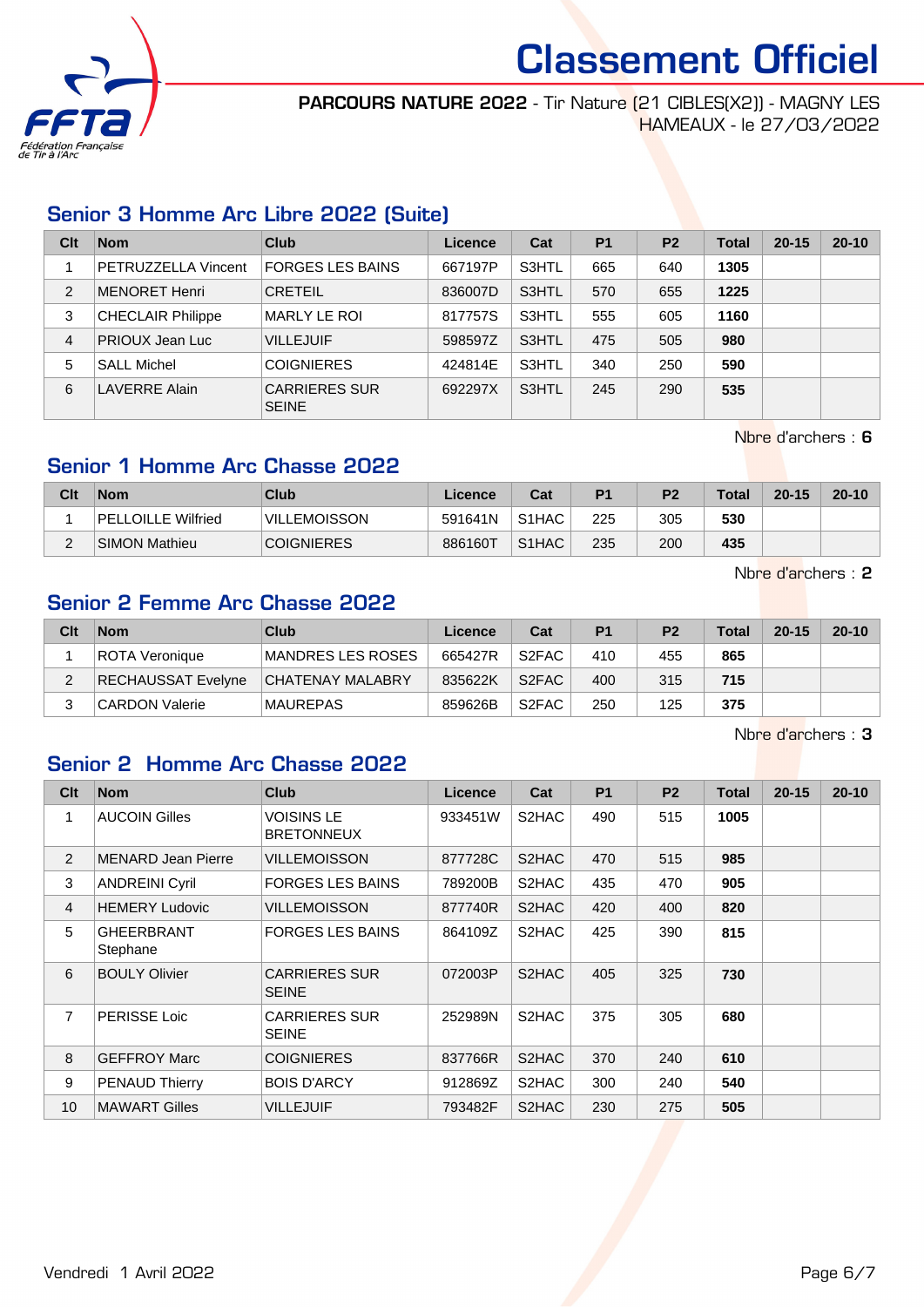# Classement Officiel

**PARCOURS NATURE 2022** - Tir Nature (21 CIBLES(X2)) - MAGNY LES HAMEAUX - le 27/03/2022

## Senior 3 Homme Arc Libre 2022 (Suite)

| Clt | Nom | Club | Licence | Cat | P1 | P2 | Total | 20-15 | 20-10 |
|---|---|---|---|---|---|---|---|---|---|
| 1 | PETRUZZELLA Vincent | FORGES LES BAINS | 667197P | S3HTL | 665 | 640 | **1305** | | |
| 2 | MENORET Henri | CRETEIL | 836007D | S3HTL | 570 | 655 | **1225** | | |
| 3 | CHECLAIR Philippe | MARLY LE ROI | 817757S | S3HTL | 555 | 605 | **1160** | | |
| 4 | PRIOUX Jean Luc | VILLEJUIF | 598597Z | S3HTL | 475 | 505 | **980** | | |
| 5 | SALL Michel | COIGNIERES | 424814E | S3HTL | 340 | 250 | **590** | | |
| 6 | LAVERRE Alain | CARRIERES SUR SEINE | 692297X | S3HTL | 245 | 290 | **535** | | |

Nbre d'archers : **6**

## Senior 1 Homme Arc Chasse 2022

| Clt | Nom | Club | Licence | Cat | P1 | P2 | Total | 20-15 | 20-10 |
|---|---|---|---|---|---|---|---|---|---|
| 1 | PELLOILLE Wilfried | VILLEMOISSON | 591641N | S1HAC | 225 | 305 | **530** | | |
| 2 | SIMON Mathieu | COIGNIERES | 886160T | S1HAC | 235 | 200 | **435** | | |

Nbre d'archers : **2**

## Senior 2 Femme Arc Chasse 2022

| Clt | Nom | Club | Licence | Cat | P1 | P2 | Total | 20-15 | 20-10 |
|---|---|---|---|---|---|---|---|---|---|
| 1 | ROTA Veronique | MANDRES LES ROSES | 665427R | S2FAC | 410 | 455 | **865** | | |
| 2 | RECHAUSSAT Evelyne | CHATENAY MALABRY | 835622K | S2FAC | 400 | 315 | **715** | | |
| 3 | CARDON Valerie | MAUREPAS | 859626B | S2FAC | 250 | 125 | **375** | | |

Nbre d'archers : **3**

## Senior 2 Homme Arc Chasse 2022

| Clt | Nom | Club | Licence | Cat | P1 | P2 | Total | 20-15 | 20-10 |
|---|---|---|---|---|---|---|---|---|---|
| 1 | AUCOIN Gilles | VOISINS LE BRETONNEUX | 933451W | S2HAC | 490 | 515 | **1005** | | |
| 2 | MENARD Jean Pierre | VILLEMOISSON | 877728C | S2HAC | 470 | 515 | **985** | | |
| 3 | ANDREINI Cyril | FORGES LES BAINS | 789200B | S2HAC | 435 | 470 | **905** | | |
| 4 | HEMERY Ludovic | VILLEMOISSON | 877740R | S2HAC | 420 | 400 | **820** | | |
| 5 | GHEERBRANT Stephane | FORGES LES BAINS | 864109Z | S2HAC | 425 | 390 | **815** | | |
| 6 | BOULY Olivier | CARRIERES SUR SEINE | 072003P | S2HAC | 405 | 325 | **730** | | |
| 7 | PERISSE Loic | CARRIERES SUR SEINE | 252989N | S2HAC | 375 | 305 | **680** | | |
| 8 | GEFFROY Marc | COIGNIERES | 837766R | S2HAC | 370 | 240 | **610** | | |
| 9 | PENAUD Thierry | BOIS D'ARCY | 912869Z | S2HAC | 300 | 240 | **540** | | |
| 10 | MAWART Gilles | VILLEJUIF | 793482F | S2HAC | 230 | 275 | **505** | | |

Vendredi 1 Avril 2022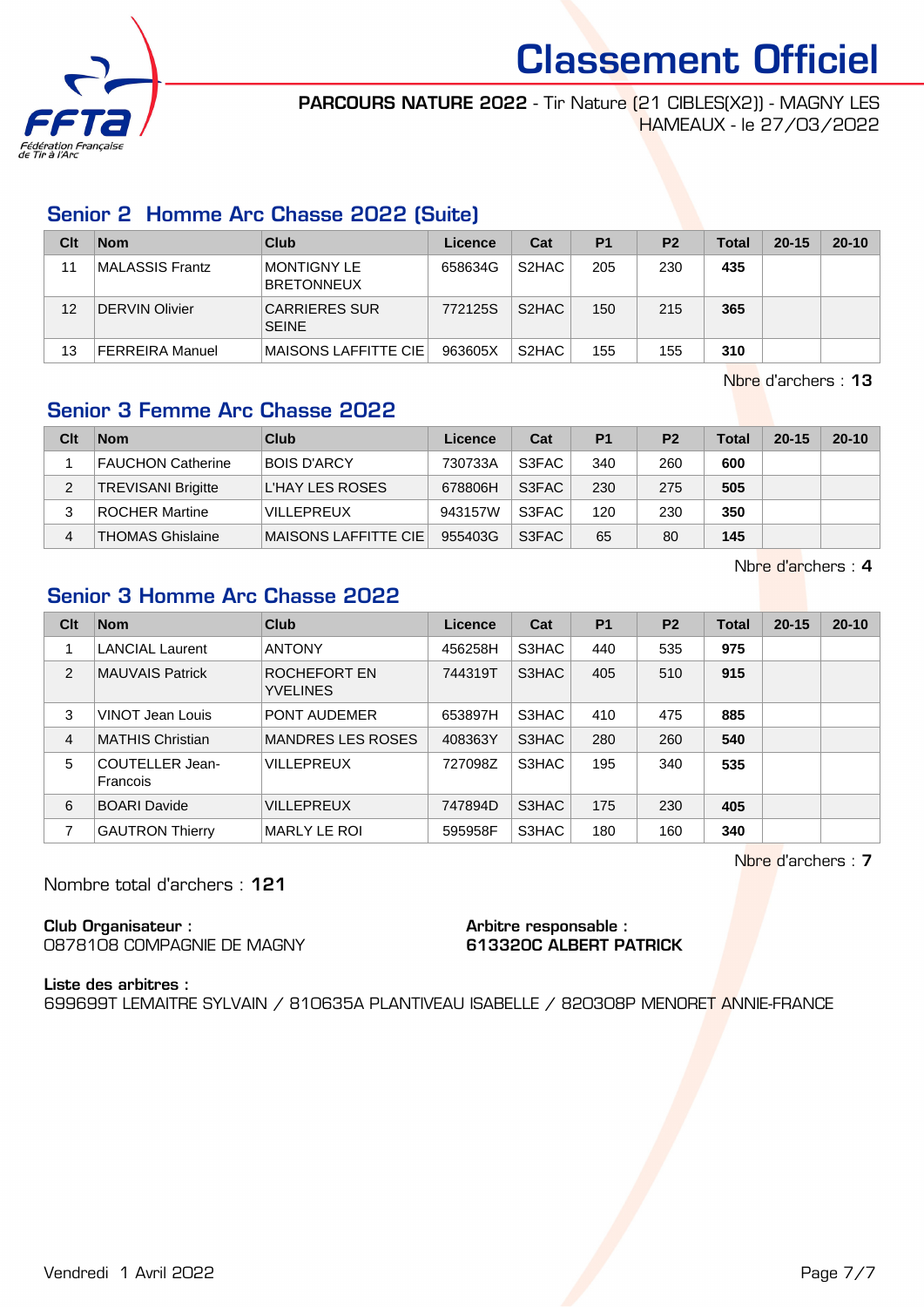# Classement Officiel

**PARCOURS NATURE 2022** - Tir Nature (21 CIBLES(X2)) - MAGNY LES HAMEAUX - le 27/03/2022

## Senior 2 Homme Arc Chasse 2022 (Suite)

| Clt | Nom | Club | Licence | Cat | P1 | P2 | Total | 20-15 | 20-10 |
|---|---|---|---|---|---|---|---|---|---|
| 11 | MALASSIS Frantz | MONTIGNY LE BRETONNEUX | 658634G | S2HAC | 205 | 230 | **435** | | |
| 12 | DERVIN Olivier | CARRIERES SUR SEINE | 772125S | S2HAC | 150 | 215 | **365** | | |
| 13 | FERREIRA Manuel | MAISONS LAFFITTE CIE | 963605X | S2HAC | 155 | 155 | **310** | | |

Nbre d'archers : **13**

## Senior 3 Femme Arc Chasse 2022

| Clt | Nom | Club | Licence | Cat | P1 | P2 | Total | 20-15 | 20-10 |
|---|---|---|---|---|---|---|---|---|---|
| 1 | FAUCHON Catherine | BOIS D'ARCY | 730733A | S3FAC | 340 | 260 | **600** | | |
| 2 | TREVISANI Brigitte | L'HAY LES ROSES | 678806H | S3FAC | 230 | 275 | **505** | | |
| 3 | ROCHER Martine | VILLEPREUX | 943157W | S3FAC | 120 | 230 | **350** | | |
| 4 | THOMAS Ghislaine | MAISONS LAFFITTE CIE | 955403G | S3FAC | 65 | 80 | **145** | | |

Nbre d'archers : **4**

## Senior 3 Homme Arc Chasse 2022

| Clt | Nom | Club | Licence | Cat | P1 | P2 | Total | 20-15 | 20-10 |
|---|---|---|---|---|---|---|---|---|---|
| 1 | LANCIAL Laurent | ANTONY | 456258H | S3HAC | 440 | 535 | **975** | | |
| 2 | MAUVAIS Patrick | ROCHEFORT EN YVELINES | 744319T | S3HAC | 405 | 510 | **915** | | |
| 3 | VINOT Jean Louis | PONT AUDEMER | 653897H | S3HAC | 410 | 475 | **885** | | |
| 4 | MATHIS Christian | MANDRES LES ROSES | 408363Y | S3HAC | 280 | 260 | **540** | | |
| 5 | COUTELLER Jean-Francois | VILLEPREUX | 727098Z | S3HAC | 195 | 340 | **535** | | |
| 6 | BOARI Davide | VILLEPREUX | 747894D | S3HAC | 175 | 230 | **405** | | |
| 7 | GAUTRON Thierry | MARLY LE ROI | 595958F | S3HAC | 180 | 160 | **340** | | |

Nbre d'archers : **7**

Nombre total d'archers : **121**

**Club Organisateur :**
0878108 COMPAGNIE DE MAGNY

**Arbitre responsable :**
**613320C ALBERT PATRICK**

**Liste des arbitres :**
699699T LEMAITRE SYLVAIN / 810635A PLANTIVEAU ISABELLE / 820308P MENORET ANNIE-FRANCE

Vendredi 1 Avril 2022